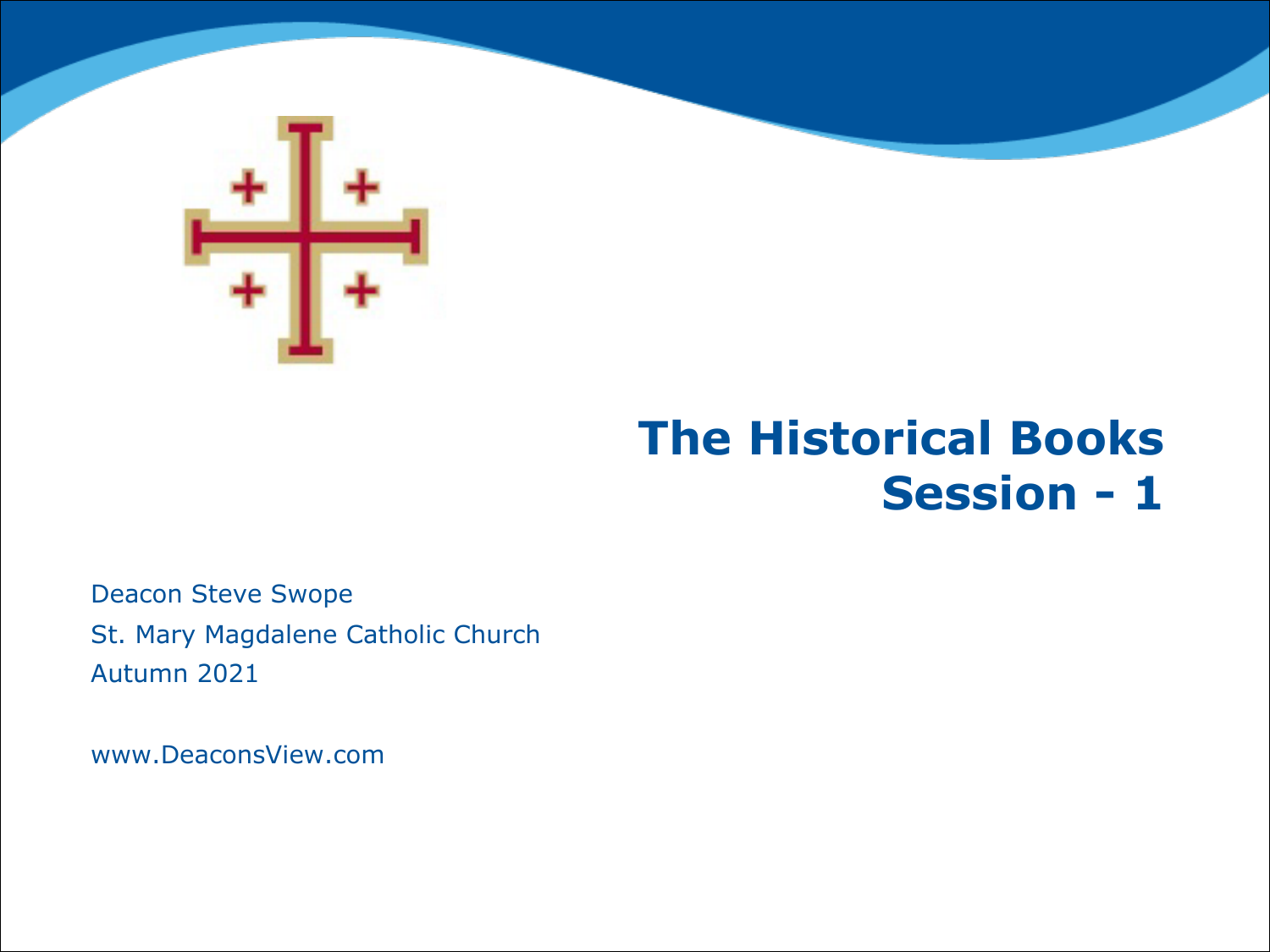# The Historical Books
# Session - 1

Deacon Steve Swope

St. Mary Magdalene Catholic Church

Autumn 2021

www.DeaconsView.com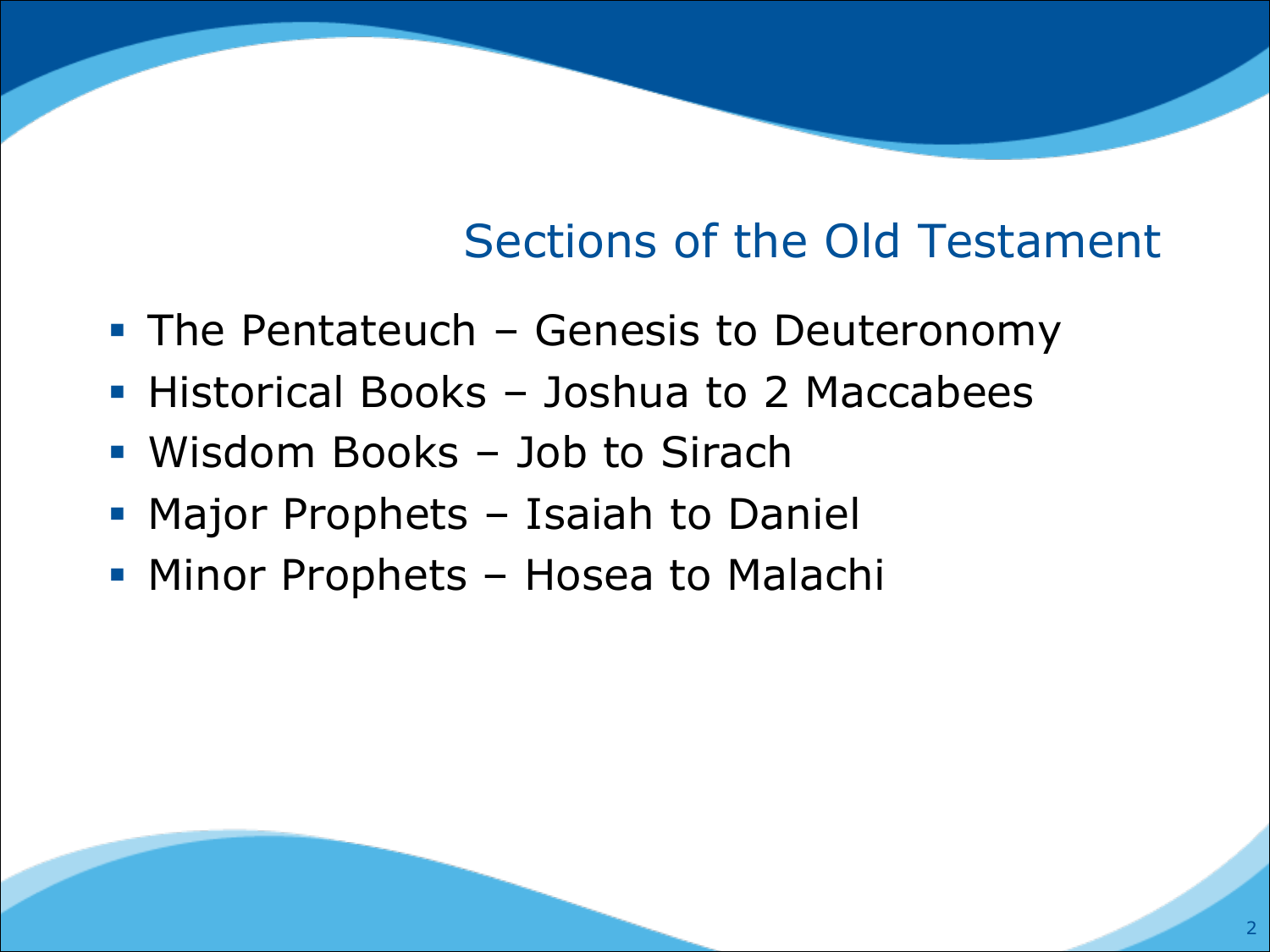# Sections of the Old Testament

- The Pentateuch – Genesis to Deuteronomy
- Historical Books – Joshua to 2 Maccabees
- Wisdom Books – Job to Sirach
- Major Prophets – Isaiah to Daniel
- Minor Prophets – Hosea to Malachi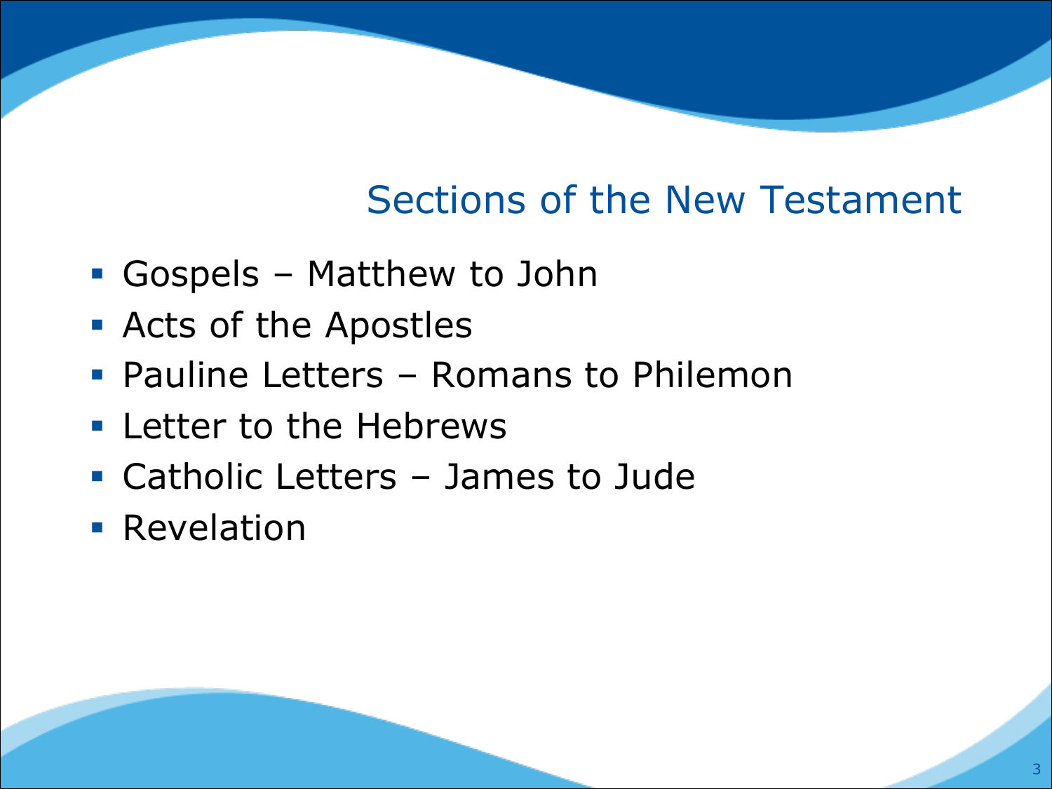## Sections of the New Testament

- Gospels – Matthew to John
- Acts of the Apostles
- Pauline Letters – Romans to Philemon
- Letter to the Hebrews
- Catholic Letters – James to Jude
- Revelation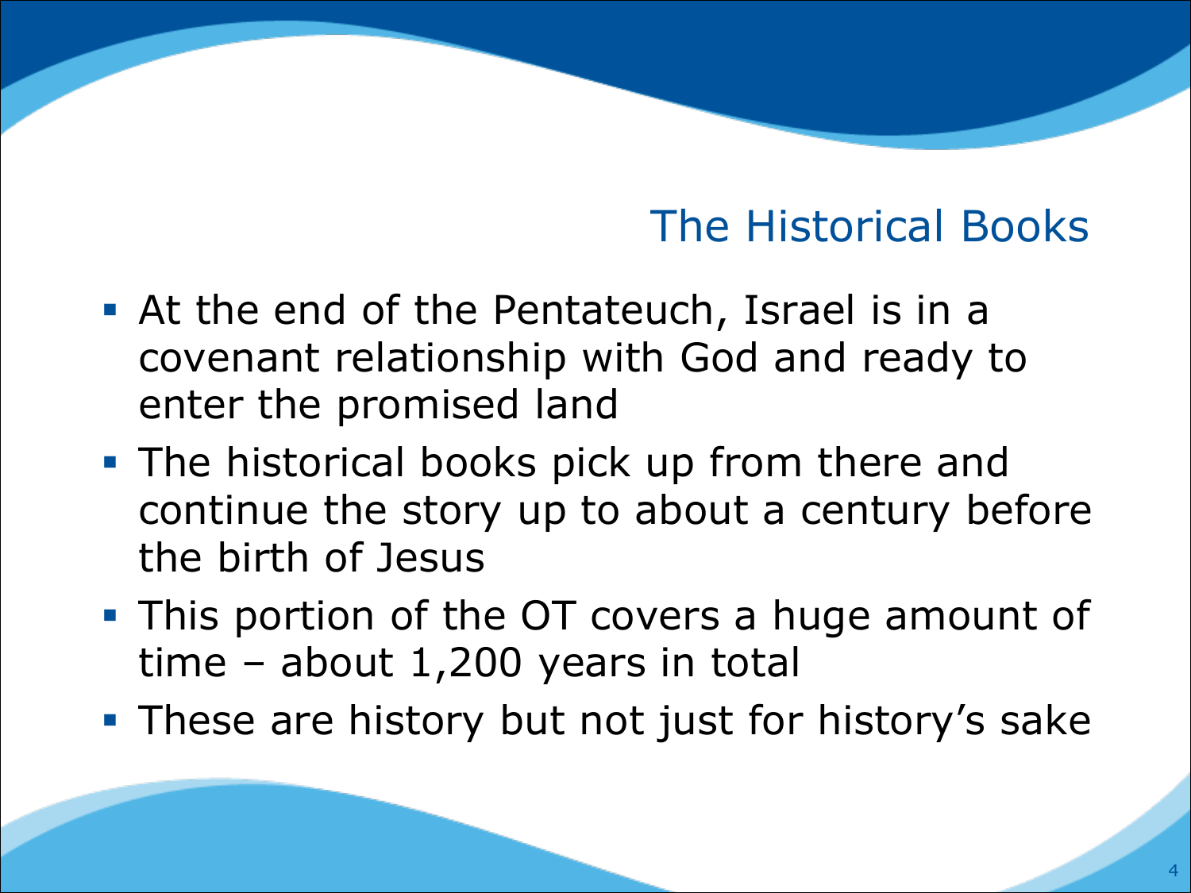## The Historical Books

- At the end of the Pentateuch, Israel is in a covenant relationship with God and ready to enter the promised land
- The historical books pick up from there and continue the story up to about a century before the birth of Jesus
- This portion of the OT covers a huge amount of time – about 1,200 years in total
- These are history but not just for history's sake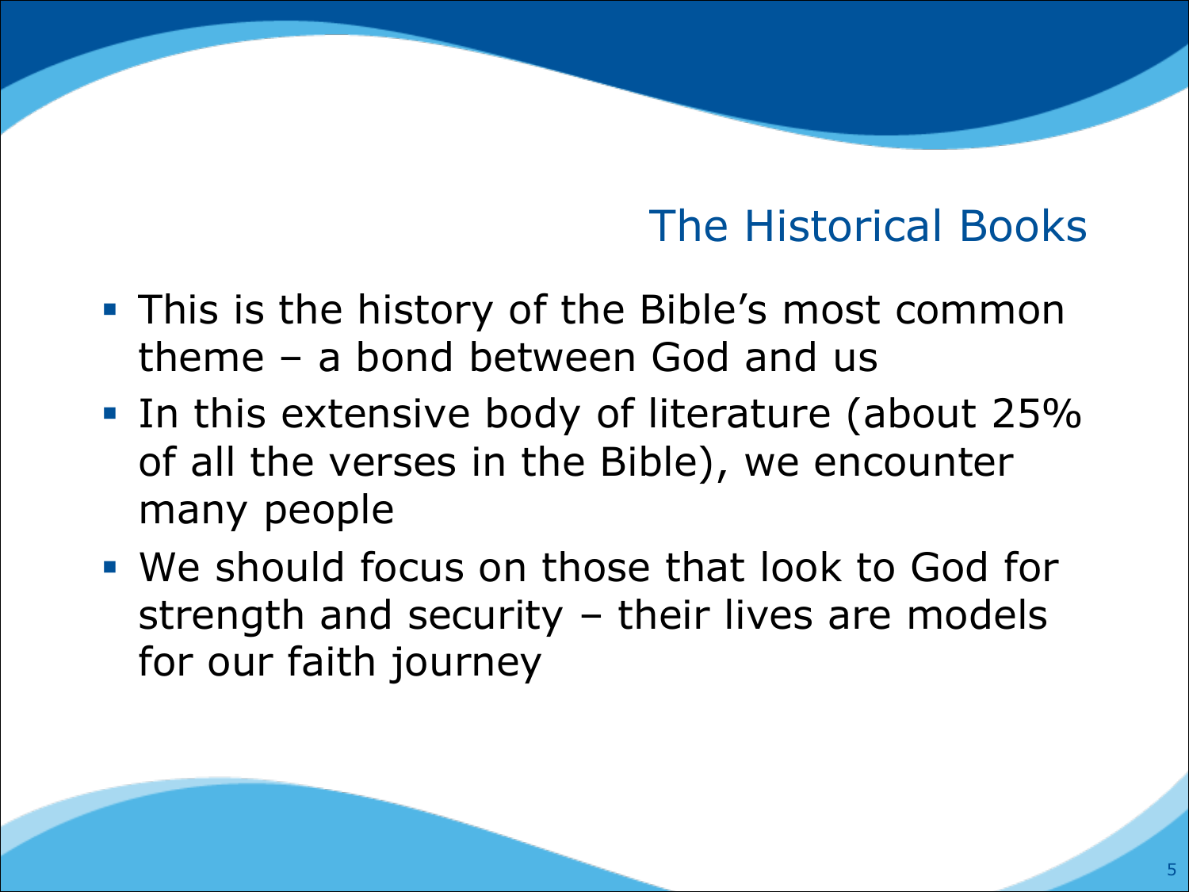# The Historical Books

- This is the history of the Bible’s most common theme – a bond between God and us
- In this extensive body of literature (about 25% of all the verses in the Bible), we encounter many people
- We should focus on those that look to God for strength and security – their lives are models for our faith journey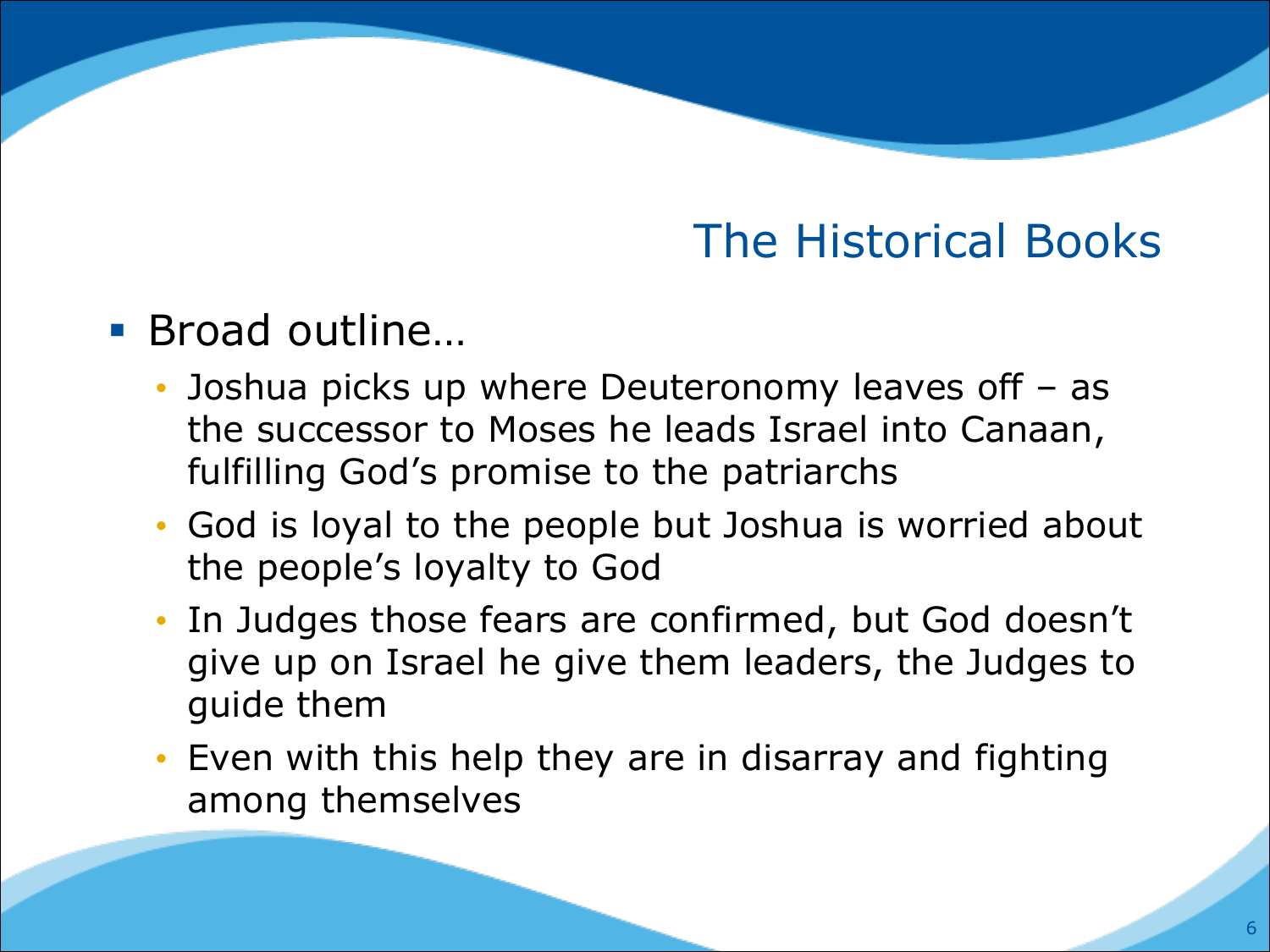# The Historical Books

- Broad outline…
  - Joshua picks up where Deuteronomy leaves off – as the successor to Moses he leads Israel into Canaan, fulfilling God's promise to the patriarchs
  - God is loyal to the people but Joshua is worried about the people's loyalty to God
  - In Judges those fears are confirmed, but God doesn't give up on Israel he give them leaders, the Judges to guide them
  - Even with this help they are in disarray and fighting among themselves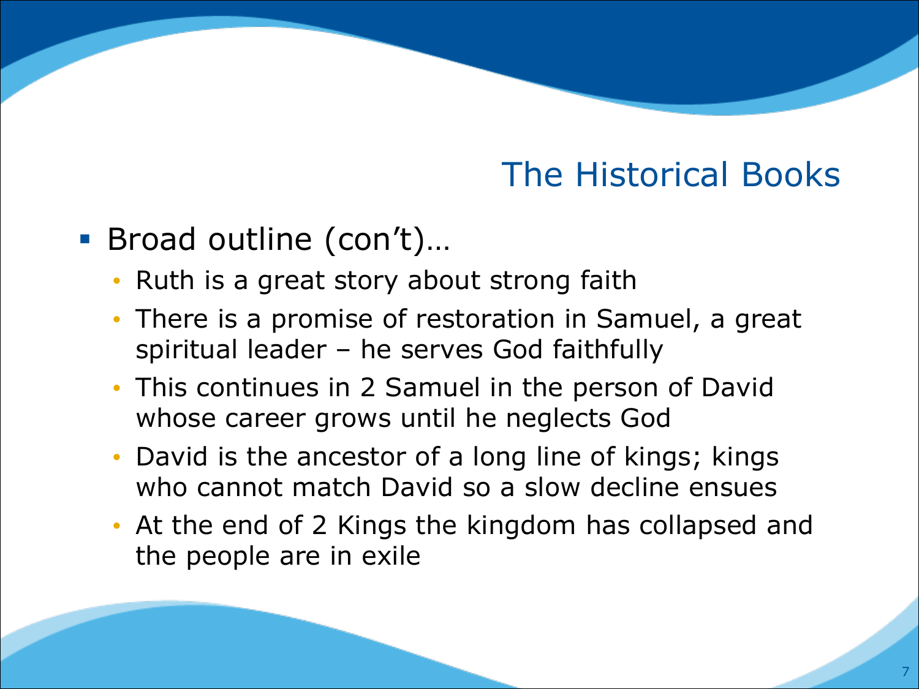# The Historical Books

- Broad outline (con't)…
  - Ruth is a great story about strong faith
  - There is a promise of restoration in Samuel, a great spiritual leader – he serves God faithfully
  - This continues in 2 Samuel in the person of David whose career grows until he neglects God
  - David is the ancestor of a long line of kings; kings who cannot match David so a slow decline ensues
  - At the end of 2 Kings the kingdom has collapsed and the people are in exile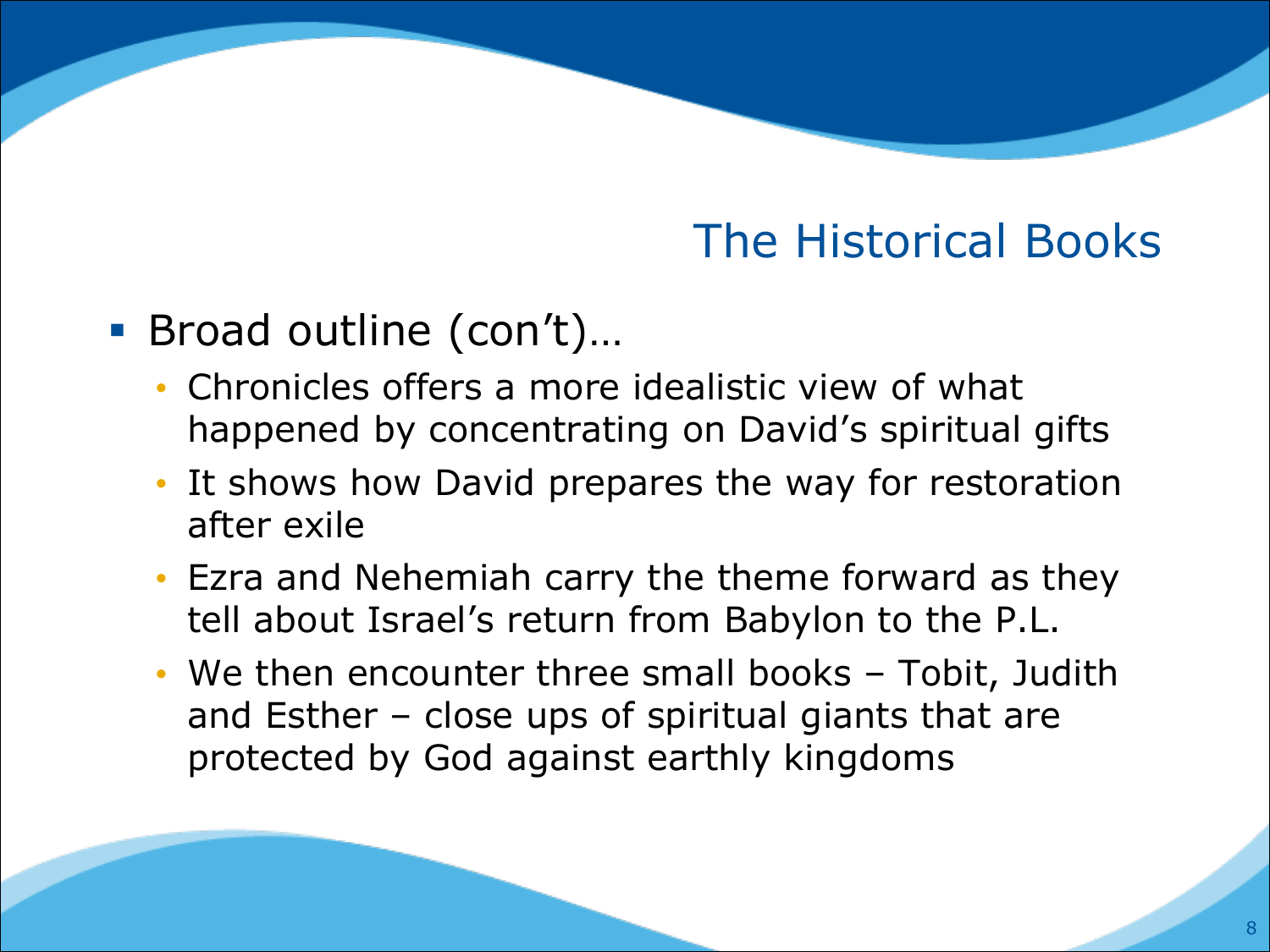# The Historical Books

- Broad outline (con't)…
  - Chronicles offers a more idealistic view of what happened by concentrating on David's spiritual gifts
  - It shows how David prepares the way for restoration after exile
  - Ezra and Nehemiah carry the theme forward as they tell about Israel's return from Babylon to the P.L.
  - We then encounter three small books – Tobit, Judith and Esther – close ups of spiritual giants that are protected by God against earthly kingdoms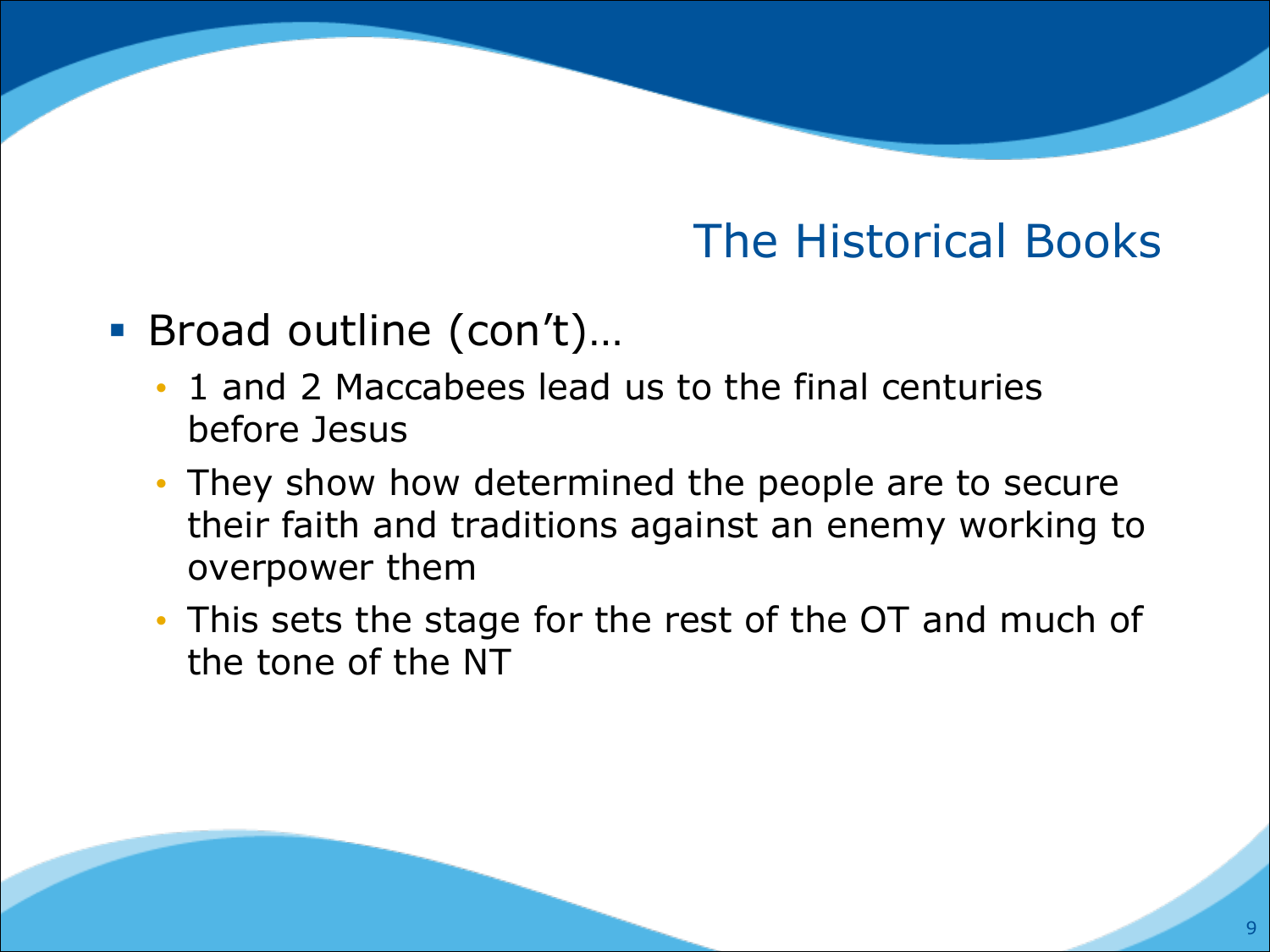## The Historical Books

- Broad outline (con't)…
  - 1 and 2 Maccabees lead us to the final centuries before Jesus
  - They show how determined the people are to secure their faith and traditions against an enemy working to overpower them
  - This sets the stage for the rest of the OT and much of the tone of the NT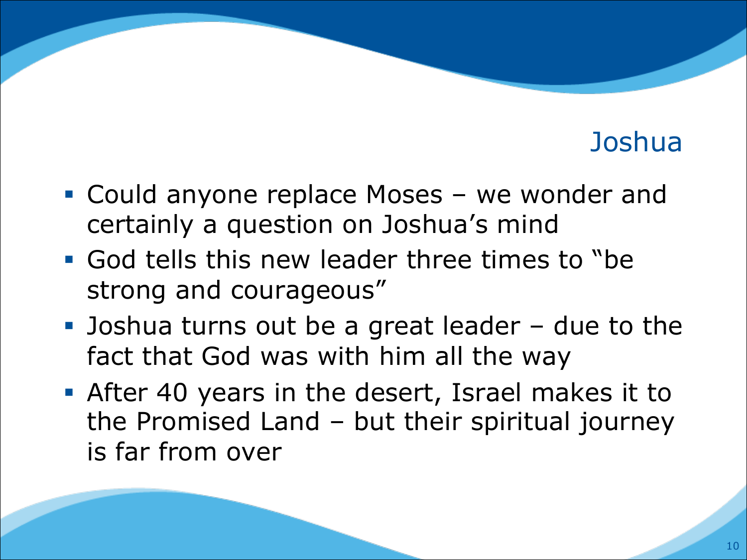# Joshua

- Could anyone replace Moses – we wonder and certainly a question on Joshua's mind
- God tells this new leader three times to "be strong and courageous"
- Joshua turns out be a great leader – due to the fact that God was with him all the way
- After 40 years in the desert, Israel makes it to the Promised Land – but their spiritual journey is far from over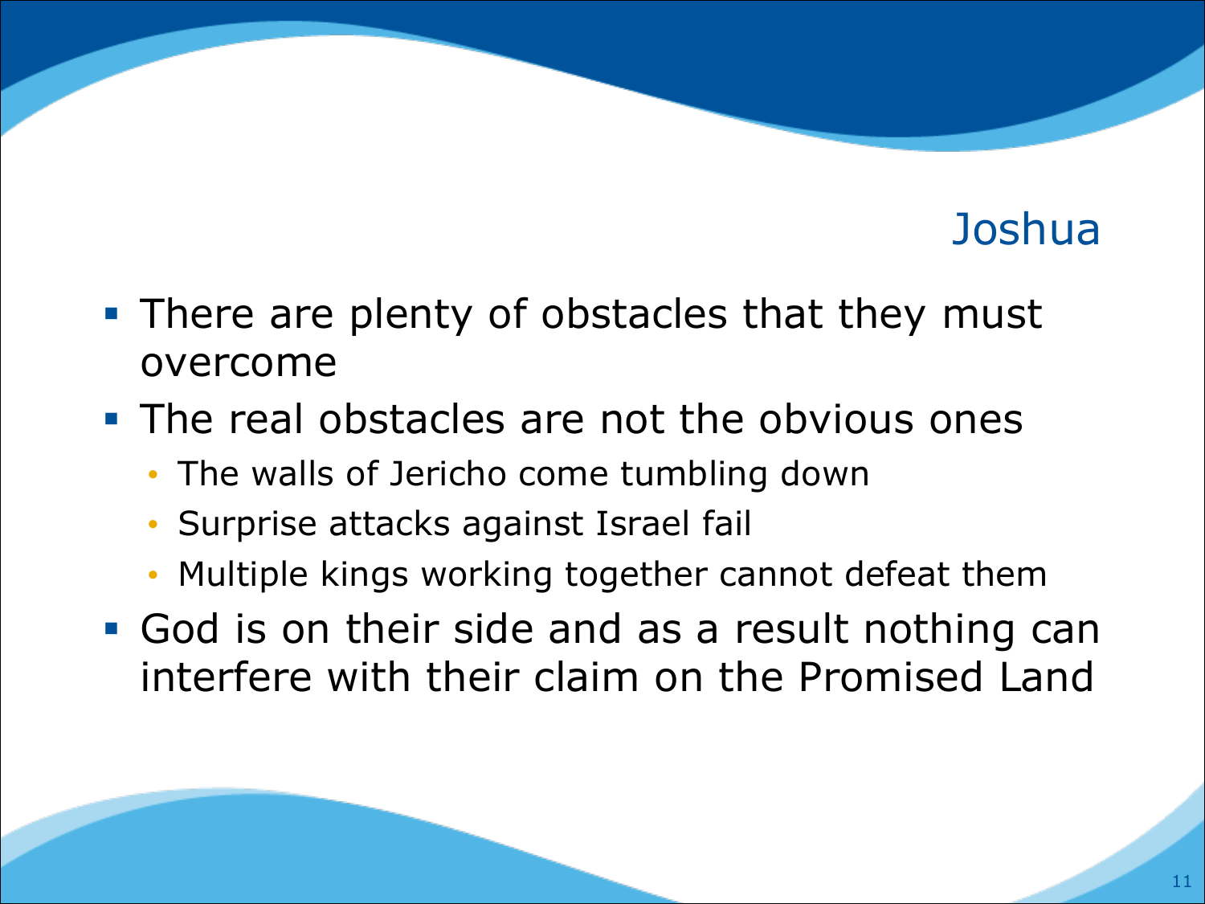# Joshua

- There are plenty of obstacles that they must overcome
- The real obstacles are not the obvious ones
  - The walls of Jericho come tumbling down
  - Surprise attacks against Israel fail
  - Multiple kings working together cannot defeat them
- God is on their side and as a result nothing can interfere with their claim on the Promised Land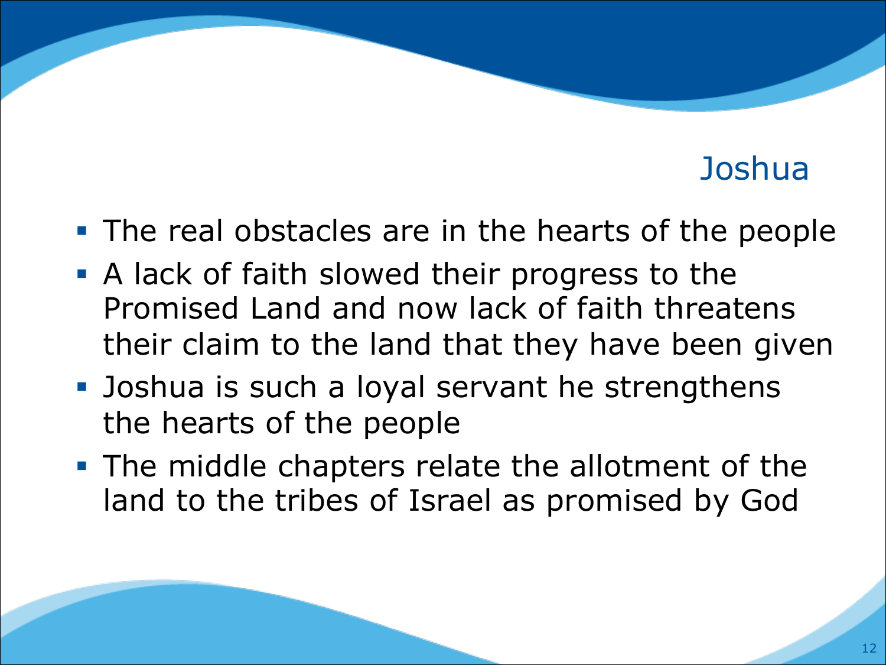# Joshua

- The real obstacles are in the hearts of the people
- A lack of faith slowed their progress to the Promised Land and now lack of faith threatens their claim to the land that they have been given
- Joshua is such a loyal servant he strengthens the hearts of the people
- The middle chapters relate the allotment of the land to the tribes of Israel as promised by God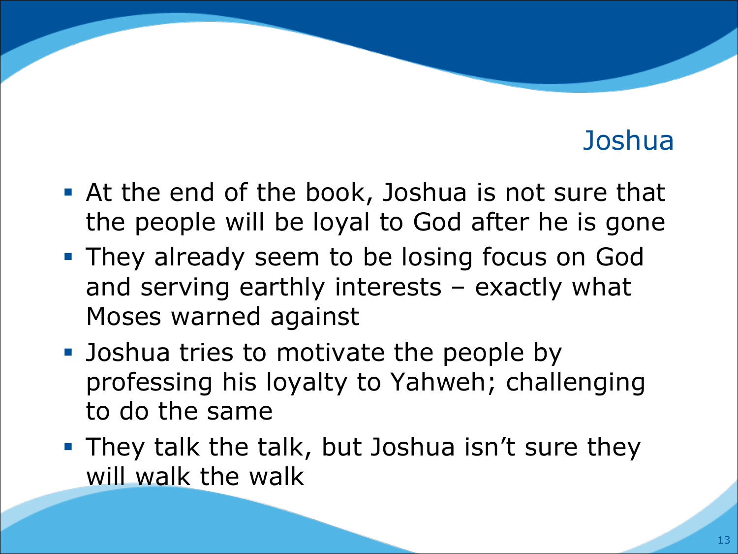# Joshua

- At the end of the book, Joshua is not sure that the people will be loyal to God after he is gone
- They already seem to be losing focus on God and serving earthly interests – exactly what Moses warned against
- Joshua tries to motivate the people by professing his loyalty to Yahweh; challenging to do the same
- They talk the talk, but Joshua isn't sure they will walk the walk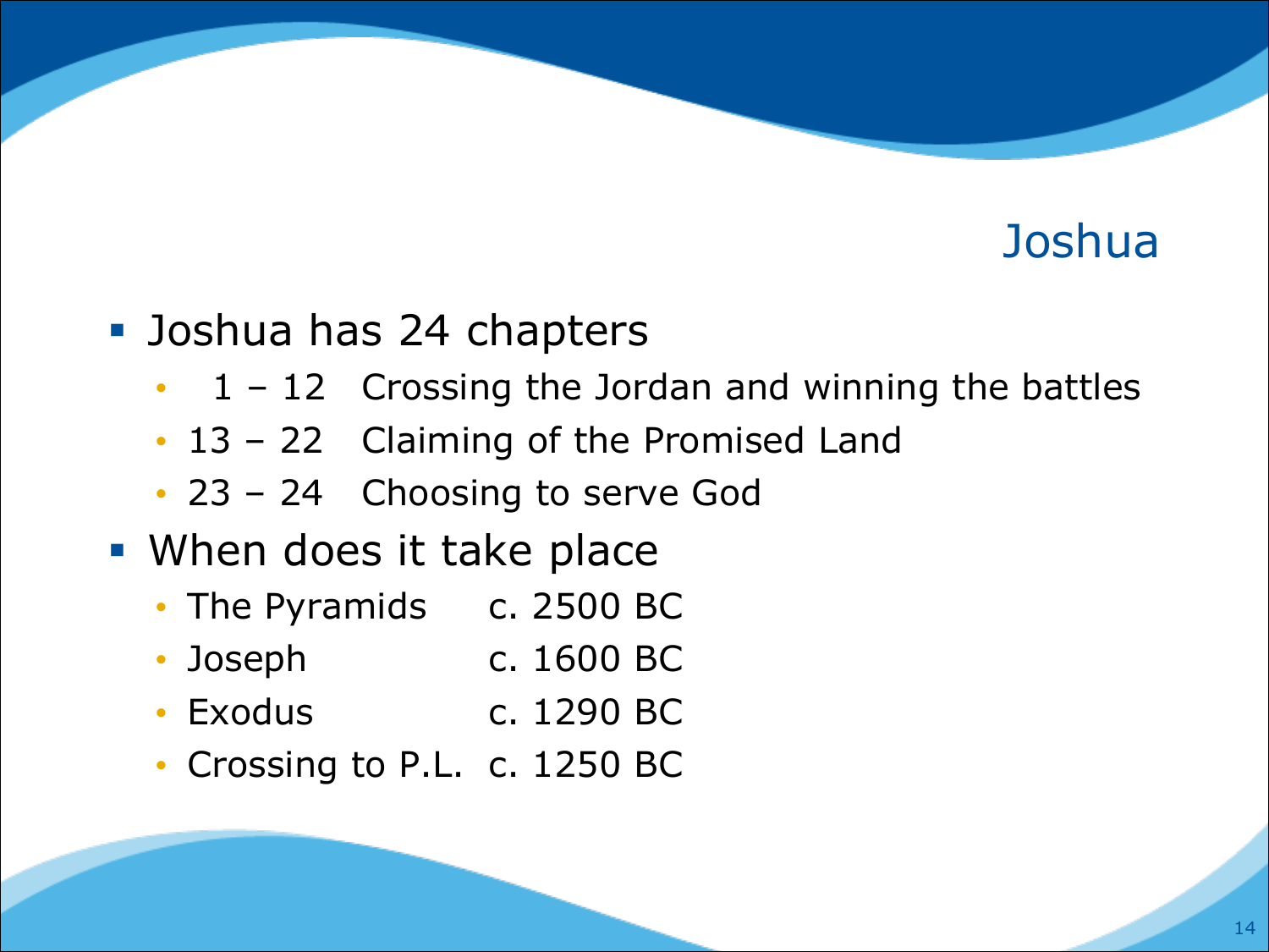# Joshua

- Joshua has 24 chapters
  - 1 – 12 Crossing the Jordan and winning the battles
  - 13 – 22 Claiming of the Promised Land
  - 23 – 24 Choosing to serve God
- When does it take place
  - The Pyramids c. 2500 BC
  - Joseph c. 1600 BC
  - Exodus c. 1290 BC
  - Crossing to P.L. c. 1250 BC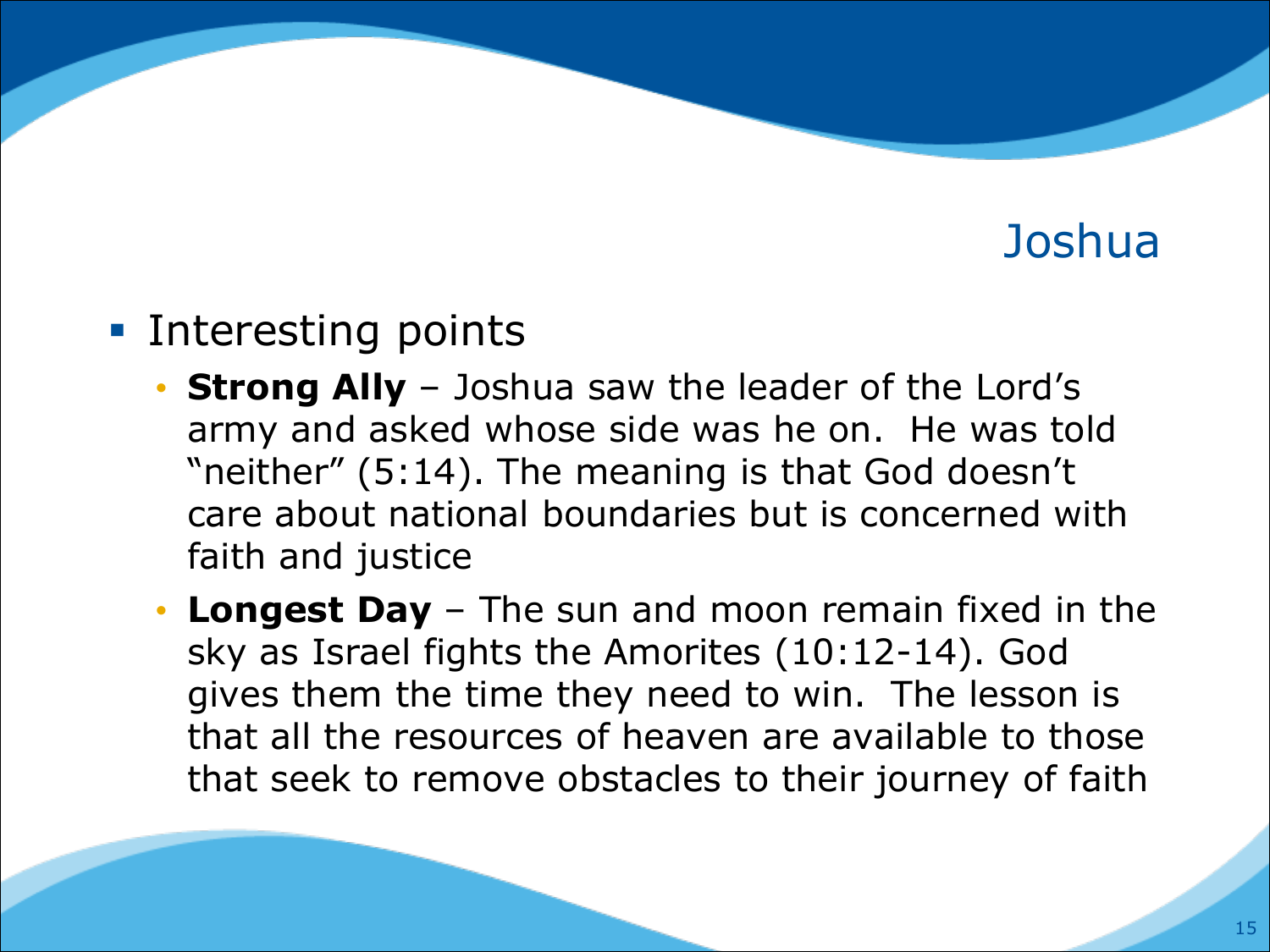# Joshua

- Interesting points
  - **Strong Ally** – Joshua saw the leader of the Lord's army and asked whose side was he on. He was told "neither" (5:14). The meaning is that God doesn't care about national boundaries but is concerned with faith and justice
  - **Longest Day** – The sun and moon remain fixed in the sky as Israel fights the Amorites (10:12-14). God gives them the time they need to win. The lesson is that all the resources of heaven are available to those that seek to remove obstacles to their journey of faith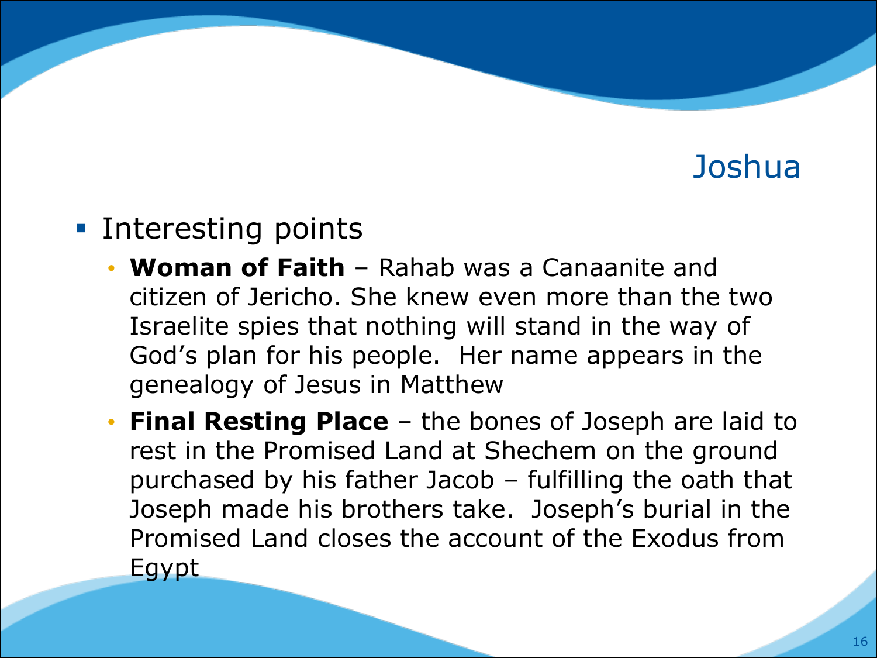# Joshua

- Interesting points
  - **Woman of Faith** – Rahab was a Canaanite and citizen of Jericho. She knew even more than the two Israelite spies that nothing will stand in the way of God's plan for his people. Her name appears in the genealogy of Jesus in Matthew
  - **Final Resting Place** – the bones of Joseph are laid to rest in the Promised Land at Shechem on the ground purchased by his father Jacob – fulfilling the oath that Joseph made his brothers take. Joseph's burial in the Promised Land closes the account of the Exodus from Egypt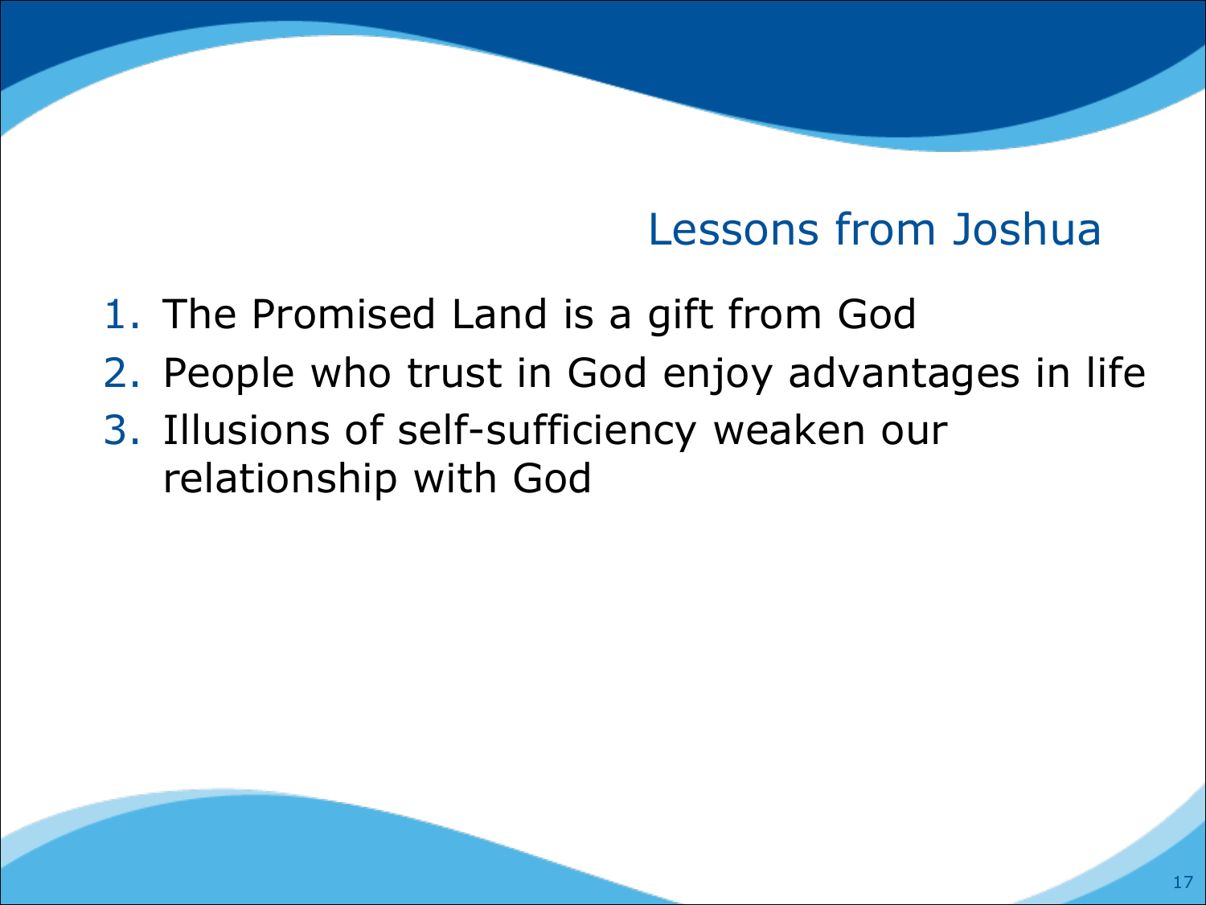## Lessons from Joshua

1. The Promised Land is a gift from God
2. People who trust in God enjoy advantages in life
3. Illusions of self-sufficiency weaken our relationship with God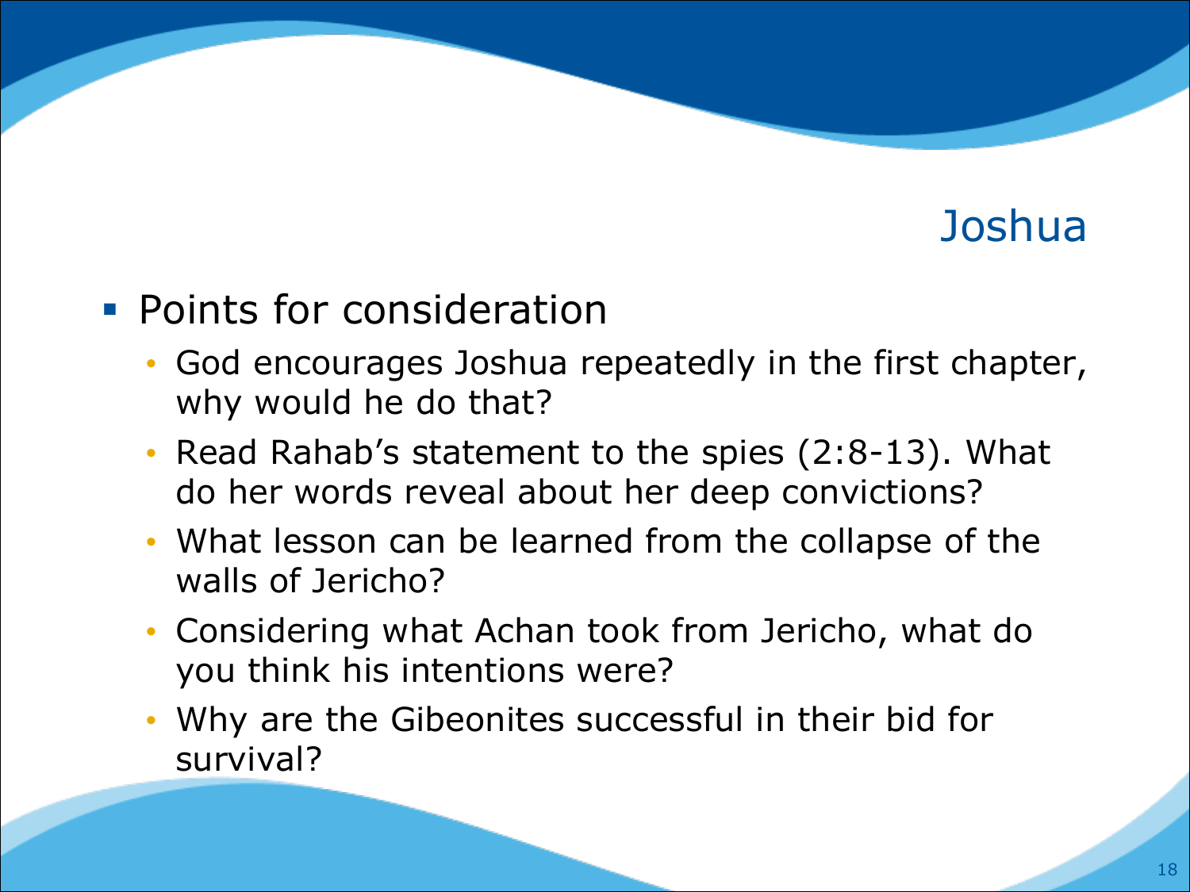# Joshua

- Points for consideration
  - God encourages Joshua repeatedly in the first chapter, why would he do that?
  - Read Rahab's statement to the spies (2:8-13). What do her words reveal about her deep convictions?
  - What lesson can be learned from the collapse of the walls of Jericho?
  - Considering what Achan took from Jericho, what do you think his intentions were?
  - Why are the Gibeonites successful in their bid for survival?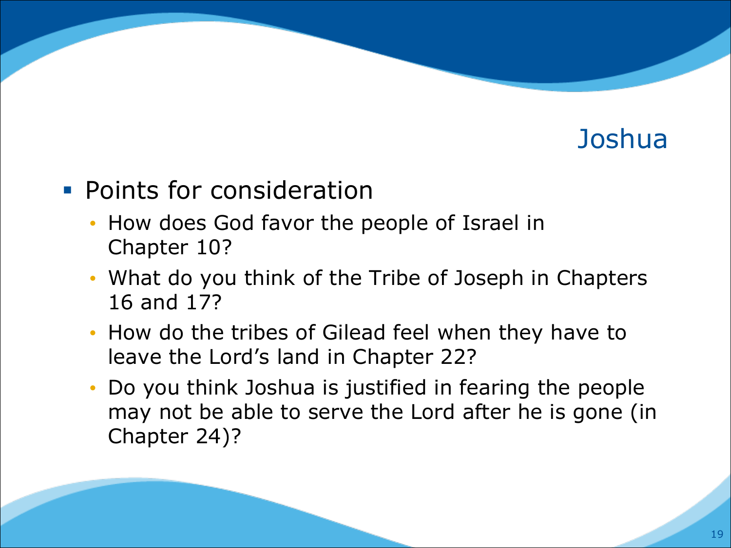# Joshua

- Points for consideration
  - How does God favor the people of Israel in Chapter 10?
  - What do you think of the Tribe of Joseph in Chapters 16 and 17?
  - How do the tribes of Gilead feel when they have to leave the Lord's land in Chapter 22?
  - Do you think Joshua is justified in fearing the people may not be able to serve the Lord after he is gone (in Chapter 24)?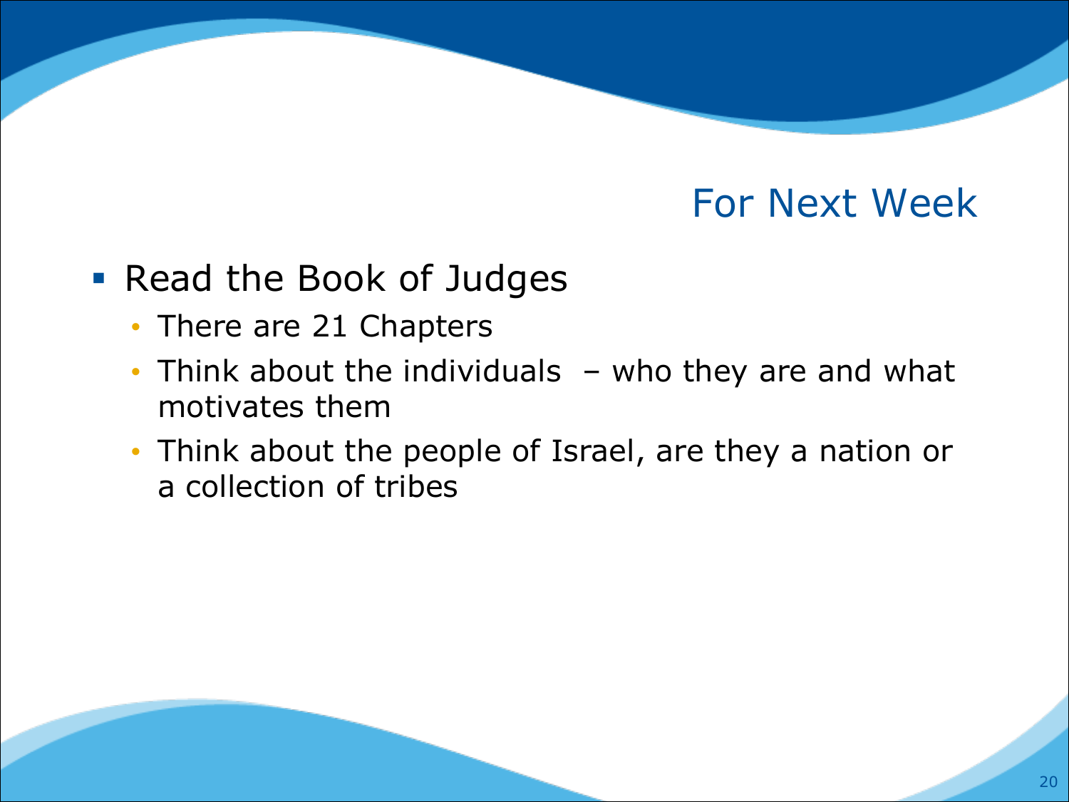## For Next Week

- Read the Book of Judges
  - There are 21 Chapters
  - Think about the individuals – who they are and what motivates them
  - Think about the people of Israel, are they a nation or a collection of tribes